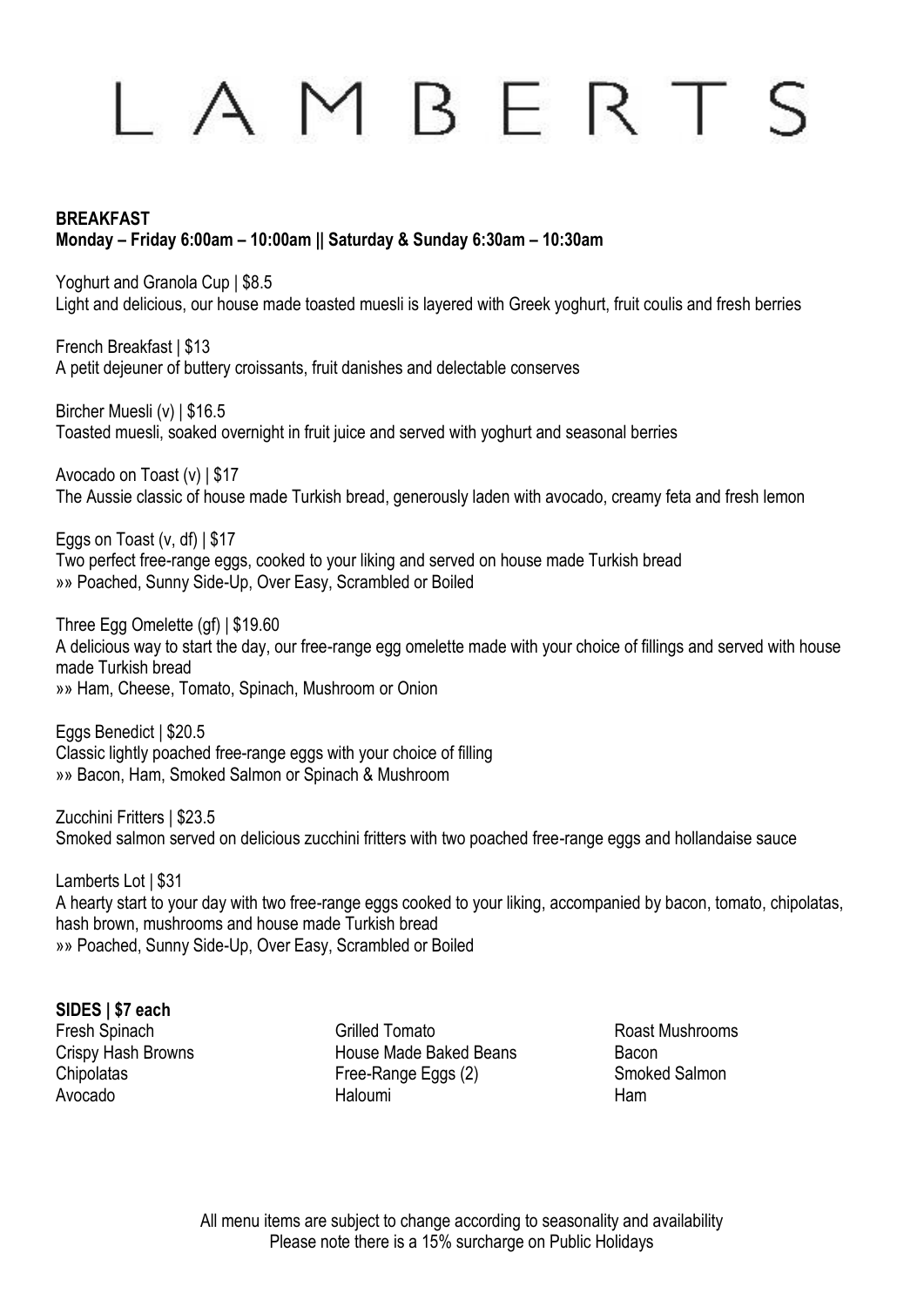# LAMBERTS

## BREAKFAST

**Monday – Friday 6:00am – 10:00am || Saturday & Sunday 6:30am – 10:30am**

Yoghurt and Granola Cup | $8.5
Light and delicious, our house made toasted muesli is layered with Greek yoghurt, fruit coulis and fresh berries

French Breakfast | $13
A petit dejeuner of buttery croissants, fruit danishes and delectable conserves

Bircher Muesli (v) | $16.5
Toasted muesli, soaked overnight in fruit juice and served with yoghurt and seasonal berries

Avocado on Toast (v) | $17
The Aussie classic of house made Turkish bread, generously laden with avocado, creamy feta and fresh lemon

Eggs on Toast (v, df) | $17
Two perfect free-range eggs, cooked to your liking and served on house made Turkish bread
»» Poached, Sunny Side-Up, Over Easy, Scrambled or Boiled

Three Egg Omelette (gf) | $19.60
A delicious way to start the day, our free-range egg omelette made with your choice of fillings and served with house made Turkish bread
»» Ham, Cheese, Tomato, Spinach, Mushroom or Onion

Eggs Benedict | $20.5
Classic lightly poached free-range eggs with your choice of filling
»» Bacon, Ham, Smoked Salmon or Spinach & Mushroom

Zucchini Fritters | $23.5
Smoked salmon served on delicious zucchini fritters with two poached free-range eggs and hollandaise sauce

Lamberts Lot | $31
A hearty start to your day with two free-range eggs cooked to your liking, accompanied by bacon, tomato, chipolatas, hash brown, mushrooms and house made Turkish bread
»» Poached, Sunny Side-Up, Over Easy, Scrambled or Boiled

**SIDES | $7 each**

- Fresh Spinach
- Crispy Hash Browns
- Chipolatas
- Avocado
- Grilled Tomato
- House Made Baked Beans
- Free-Range Eggs (2)
- Haloumi
- Roast Mushrooms
- Bacon
- Smoked Salmon
- Ham

All menu items are subject to change according to seasonality and availability
Please note there is a 15% surcharge on Public Holidays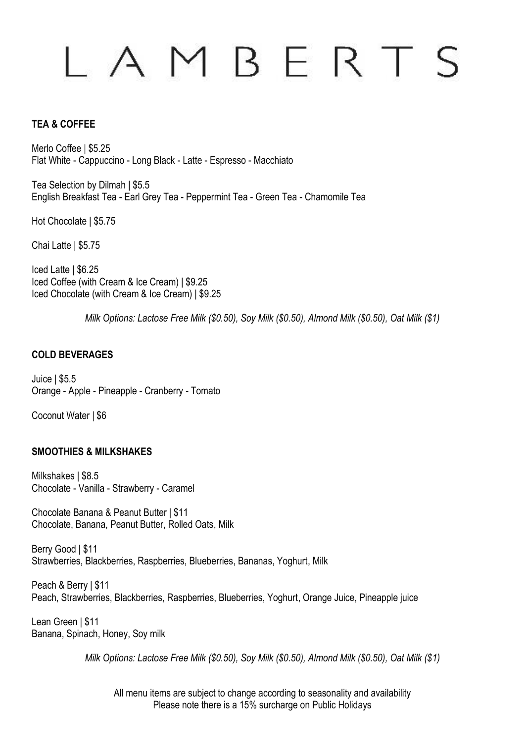# LAMBERTS

## TEA & COFFEE

Merlo Coffee | $5.25
Flat White - Cappuccino - Long Black - Latte - Espresso - Macchiato

Tea Selection by Dilmah | $5.5
English Breakfast Tea - Earl Grey Tea - Peppermint Tea - Green Tea - Chamomile Tea

Hot Chocolate | $5.75

Chai Latte | $5.75

Iced Latte | $6.25
Iced Coffee (with Cream & Ice Cream) | $9.25
Iced Chocolate (with Cream & Ice Cream) | $9.25

*Milk Options: Lactose Free Milk ($0.50), Soy Milk ($0.50), Almond Milk ($0.50), Oat Milk ($1)*

## COLD BEVERAGES

Juice | $5.5
Orange - Apple - Pineapple - Cranberry - Tomato

Coconut Water | $6

## SMOOTHIES & MILKSHAKES

Milkshakes | $8.5
Chocolate - Vanilla - Strawberry - Caramel

Chocolate Banana & Peanut Butter | $11
Chocolate, Banana, Peanut Butter, Rolled Oats, Milk

Berry Good | $11
Strawberries, Blackberries, Raspberries, Blueberries, Bananas, Yoghurt, Milk

Peach & Berry | $11
Peach, Strawberries, Blackberries, Raspberries, Blueberries, Yoghurt, Orange Juice, Pineapple juice

Lean Green | $11
Banana, Spinach, Honey, Soy milk

*Milk Options: Lactose Free Milk ($0.50), Soy Milk ($0.50), Almond Milk ($0.50), Oat Milk ($1)*

All menu items are subject to change according to seasonality and availability
Please note there is a 15% surcharge on Public Holidays